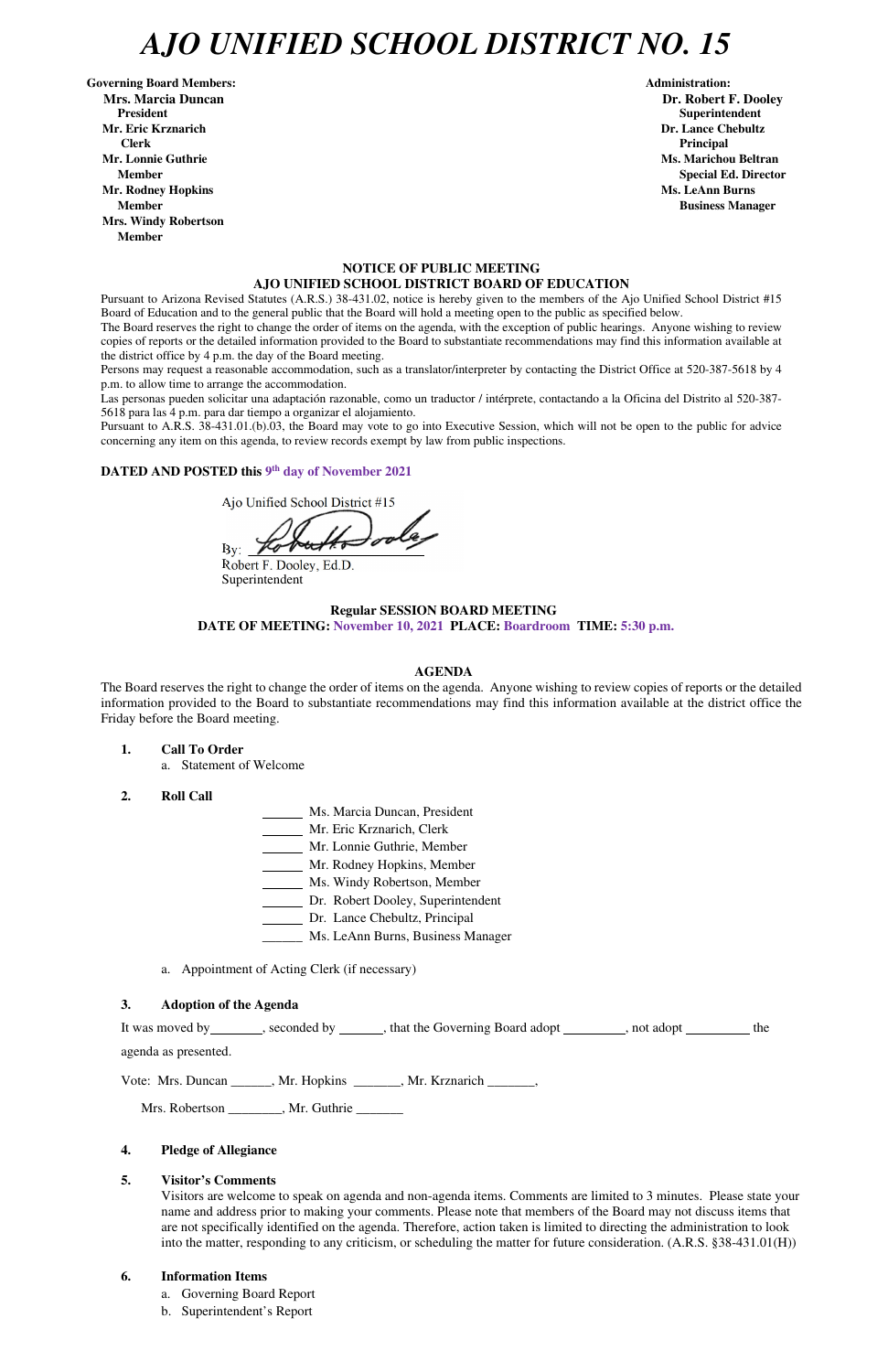# AJO UNIFIED SCHOOL DISTRICT NO. 15

**Governing Board Members:**
**Mrs. Marcia Duncan**
**President**
**Mr. Eric Krznarich**
**Clerk**
**Mr. Lonnie Guthrie**
**Member**
**Mr. Rodney Hopkins**
**Member**
**Mrs. Windy Robertson**
**Member**

**Administration:**
**Dr. Robert F. Dooley**
**Superintendent**
**Dr. Lance Chebultz**
**Principal**
**Ms. Marichou Beltran**
**Special Ed. Director**
**Ms. LeAnn Burns**
**Business Manager**

**NOTICE OF PUBLIC MEETING**
**AJO UNIFIED SCHOOL DISTRICT BOARD OF EDUCATION**

Pursuant to Arizona Revised Statutes (A.R.S.) 38-431.02, notice is hereby given to the members of the Ajo Unified School District #15 Board of Education and to the general public that the Board will hold a meeting open to the public as specified below.

The Board reserves the right to change the order of items on the agenda, with the exception of public hearings. Anyone wishing to review copies of reports or the detailed information provided to the Board to substantiate recommendations may find this information available at the district office by 4 p.m. the day of the Board meeting.

Persons may request a reasonable accommodation, such as a translator/interpreter by contacting the District Office at 520-387-5618 by 4 p.m. to allow time to arrange the accommodation.

Las personas pueden solicitar una adaptación razonable, como un traductor / intérprete, contactando a la Oficina del Distrito al 520-387-5618 para las 4 p.m. para dar tiempo a organizar el alojamiento.

Pursuant to A.R.S. 38-431.01.(b).03, the Board may vote to go into Executive Session, which will not be open to the public for advice concerning any item on this agenda, to review records exempt by law from public inspections.

**DATED AND POSTED this 9th day of November 2021**

Ajo Unified School District #15

By: _______________
Robert F. Dooley, Ed.D.
Superintendent

**Regular SESSION BOARD MEETING**
**DATE OF MEETING: November 10, 2021 PLACE: Boardroom TIME: 5:30 p.m.**

**AGENDA**

The Board reserves the right to change the order of items on the agenda. Anyone wishing to review copies of reports or the detailed information provided to the Board to substantiate recommendations may find this information available at the district office the Friday before the Board meeting.

1. **Call To Order**
   a. Statement of Welcome

2. **Roll Call**

   ______ Ms. Marcia Duncan, President
   ______ Mr. Eric Krznarich, Clerk
   ______ Mr. Lonnie Guthrie, Member
   ______ Mr. Rodney Hopkins, Member
   ______ Ms. Windy Robertson, Member
   ______ Dr. Robert Dooley, Superintendent
   ______ Dr. Lance Chebultz, Principal
   ______ Ms. LeAnn Burns, Business Manager

   a. Appointment of Acting Clerk (if necessary)

3. **Adoption of the Agenda**

   It was moved by________, seconded by ______, that the Governing Board adopt _________, not adopt _________ the agenda as presented.

   Vote: Mrs. Duncan ______, Mr. Hopkins _______, Mr. Krznarich _______,

   Mrs. Robertson ________, Mr. Guthrie _______

4. **Pledge of Allegiance**

5. **Visitor's Comments**
   Visitors are welcome to speak on agenda and non-agenda items. Comments are limited to 3 minutes. Please state your name and address prior to making your comments. Please note that members of the Board may not discuss items that are not specifically identified on the agenda. Therefore, action taken is limited to directing the administration to look into the matter, responding to any criticism, or scheduling the matter for future consideration. (A.R.S. §38-431.01(H))

6. **Information Items**
   a. Governing Board Report
   b. Superintendent's Report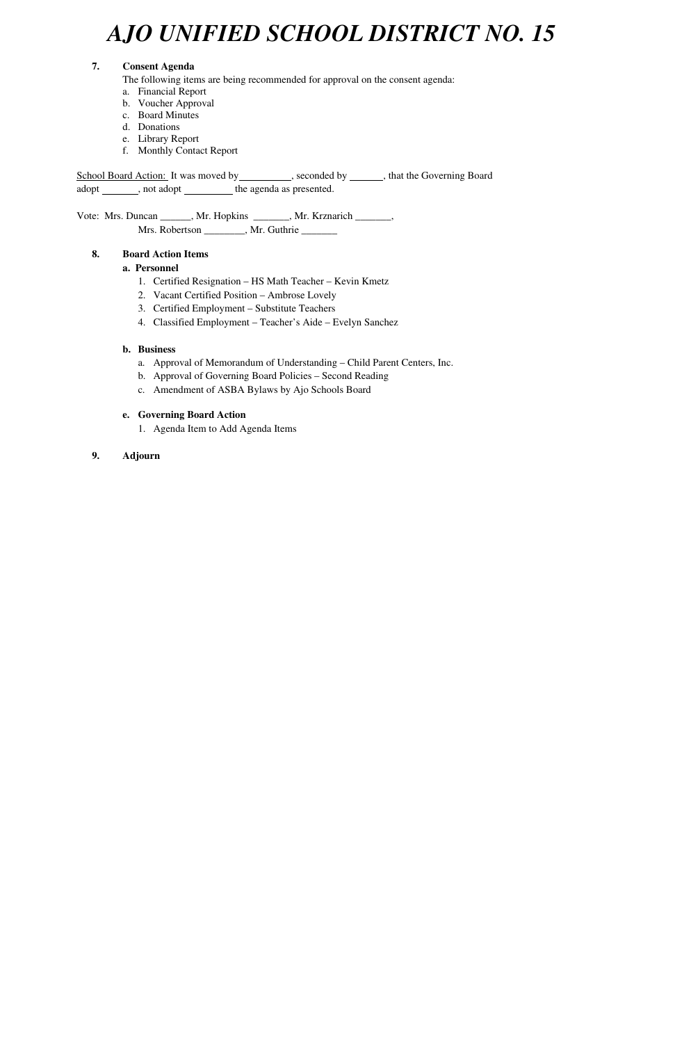# AJO UNIFIED SCHOOL DISTRICT NO. 15

7. **Consent Agenda**

   The following items are being recommended for approval on the consent agenda:

   a. Financial Report
   b. Voucher Approval
   c. Board Minutes
   d. Donations
   e. Library Report
   f. Monthly Contact Report

School Board Action: It was moved by __________, seconded by ______, that the Governing Board adopt _______, not adopt _________ the agenda as presented.

Vote: Mrs. Duncan ______, Mr. Hopkins _______, Mr. Krznarich _______,
Mrs. Robertson ________, Mr. Guthrie _______

8. **Board Action Items**

   **a. Personnel**

   1. Certified Resignation – HS Math Teacher – Kevin Kmetz
   2. Vacant Certified Position – Ambrose Lovely
   3. Certified Employment – Substitute Teachers
   4. Classified Employment – Teacher's Aide – Evelyn Sanchez

   **b. Business**

   a. Approval of Memorandum of Understanding – Child Parent Centers, Inc.
   b. Approval of Governing Board Policies – Second Reading
   c. Amendment of ASBA Bylaws by Ajo Schools Board

   **e. Governing Board Action**

   1. Agenda Item to Add Agenda Items

9. **Adjourn**